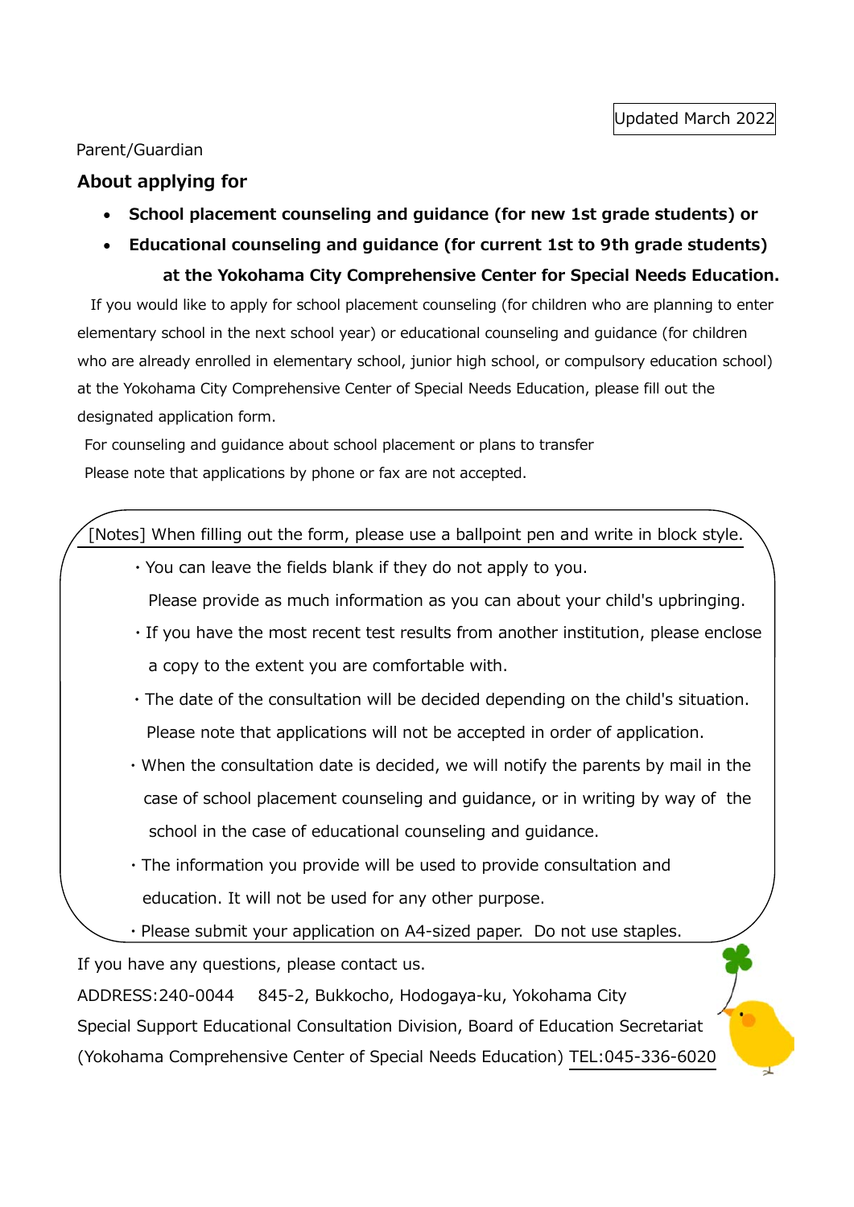Updated March 2022

Parent/Guardian

**About applying for**

- **School placement counseling and guidance (for new 1st grade students) or**
- **Educational counseling and guidance (for current 1st to 9th grade students)**

**at the Yokohama City Comprehensive Center for Special Needs Education.**

If you would like to apply for school placement counseling (for children who are planning to enter elementary school in the next school year) or educational counseling and guidance (for children who are already enrolled in elementary school, junior high school, or compulsory education school) at the Yokohama City Comprehensive Center of Special Needs Education, please fill out the designated application form.

For counseling and guidance about school placement or plans to transfer

Please note that applications by phone or fax are not accepted.

[Notes] When filling out the form, please use a ballpoint pen and write in block style.

- You can leave the fields blank if they do not apply to you.
  Please provide as much information as you can about your child's upbringing.
- If you have the most recent test results from another institution, please enclose a copy to the extent you are comfortable with.
- The date of the consultation will be decided depending on the child's situation.
  Please note that applications will not be accepted in order of application.
- When the consultation date is decided, we will notify the parents by mail in the case of school placement counseling and guidance, or in writing by way of the school in the case of educational counseling and guidance.
- The information you provide will be used to provide consultation and education. It will not be used for any other purpose.
- Please submit your application on A4-sized paper. Do not use staples.

If you have any questions, please contact us.

ADDRESS:240-0044 845-2, Bukkocho, Hodogaya-ku, Yokohama City

Special Support Educational Consultation Division, Board of Education Secretariat

(Yokohama Comprehensive Center of Special Needs Education) TEL:045-336-6020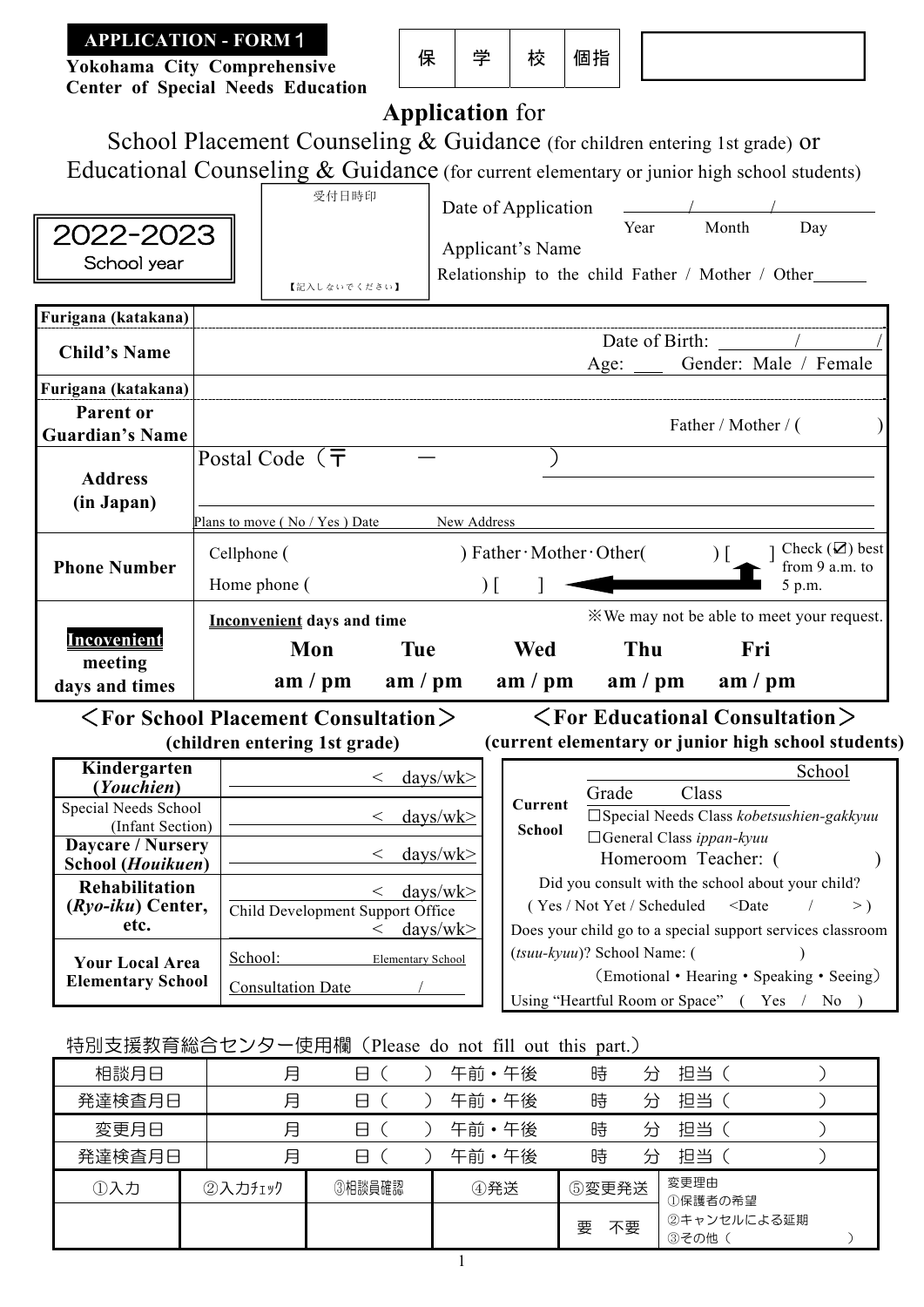**APPLICATION - FORM１**

**Yokohama City Comprehensive Center of Special Needs Education**

| 保 | 学 | 校 | 個指 |
|---|---|---|---|

# Application for
## School Placement Counseling & Guidance (for children entering 1st grade) or Educational Counseling & Guidance (for current elementary or junior high school students)

**2022-2023 School year**

受付日時印

【記入しないでください】

Date of Application ______/______/______
Year Month Day

Applicant's Name

Relationship to the child Father / Mother / Other______

| | |
|---|---|
| **Furigana (katakana)** | |
| **Child's Name** | Date of Birth: ______/______/ Age: ___ Gender: Male / Female |
| **Furigana (katakana)** | |
| **Parent or Guardian's Name** | Father / Mother / ( ) |
| **Address (in Japan)** | Postal Code（〒 ー ） Plans to move ( No / Yes ) Date New Address |
| **Phone Number** | Cellphone ( ) Father･Mother･Other( ) [ ] Home phone ( ) [ ] Check (☑) best from 9 a.m. to 5 p.m. |
| **Incovenient meeting days and times** | **Inconvenient days and time** ※We may not be able to meet your request. **Mon** am / pm **Tue** am / pm **Wed** am / pm **Thu** am / pm **Fri** am / pm |

### ＜For School Placement Consultation＞
**(children entering 1st grade)**

| | |
|---|---|
| **Kindergarten (*Youchien*)** | < days/wk> |
| Special Needs School (Infant Section) | < days/wk> |
| **Daycare / Nursery School (*Houikuen*)** | < days/wk> |
| **Rehabilitation (*Ryo-iku*) Center, etc.** | < days/wk> Child Development Support Office < days/wk> |
| **Your Local Area Elementary School** | School: Elementary School Consultation Date / |

### ＜For Educational Consultation＞
**(current elementary or junior high school students)**

| | |
|---|---|
| **Current School** | School Grade Class □Special Needs Class *kobetsushien-gakkyuu* □General Class *ippan-kyuu* Homeroom Teacher: ( ) |

Did you consult with the school about your child?
( Yes / Not Yet / Scheduled <Date / > )

Does your child go to a special support services classroom (*tsuu-kyuu*)? School Name: ( )
（Emotional・Hearing・Speaking・Seeing）

Using "Heartful Room or Space" ( Yes / No )

特別支援教育総合センター使用欄（Please do not fill out this part.）

| | | | | | | | | |
|---|---|---|---|---|---|---|---|---|
| 相談月日 | 月 | 日（ ） | 午前・午後 | 時 | 分 | 担当（ ） | | |
| 発達検査月日 | 月 | 日（ ） | 午前・午後 | 時 | 分 | 担当（ ） | | |
| 変更月日 | 月 | 日（ ） | 午前・午後 | 時 | 分 | 担当（ ） | | |
| 発達検査月日 | 月 | 日（ ） | 午前・午後 | 時 | 分 | 担当（ ） | | |

| ①入力 | ②入力ﾁｪｯｸ | ③相談員確認 | ④発送 | ⑤変更発送 | 変更理由 ①保護者の希望 ②キャンセルによる延期 ③その他（ ） |
|---|---|---|---|---|---|
| | | | | 要 不要 | |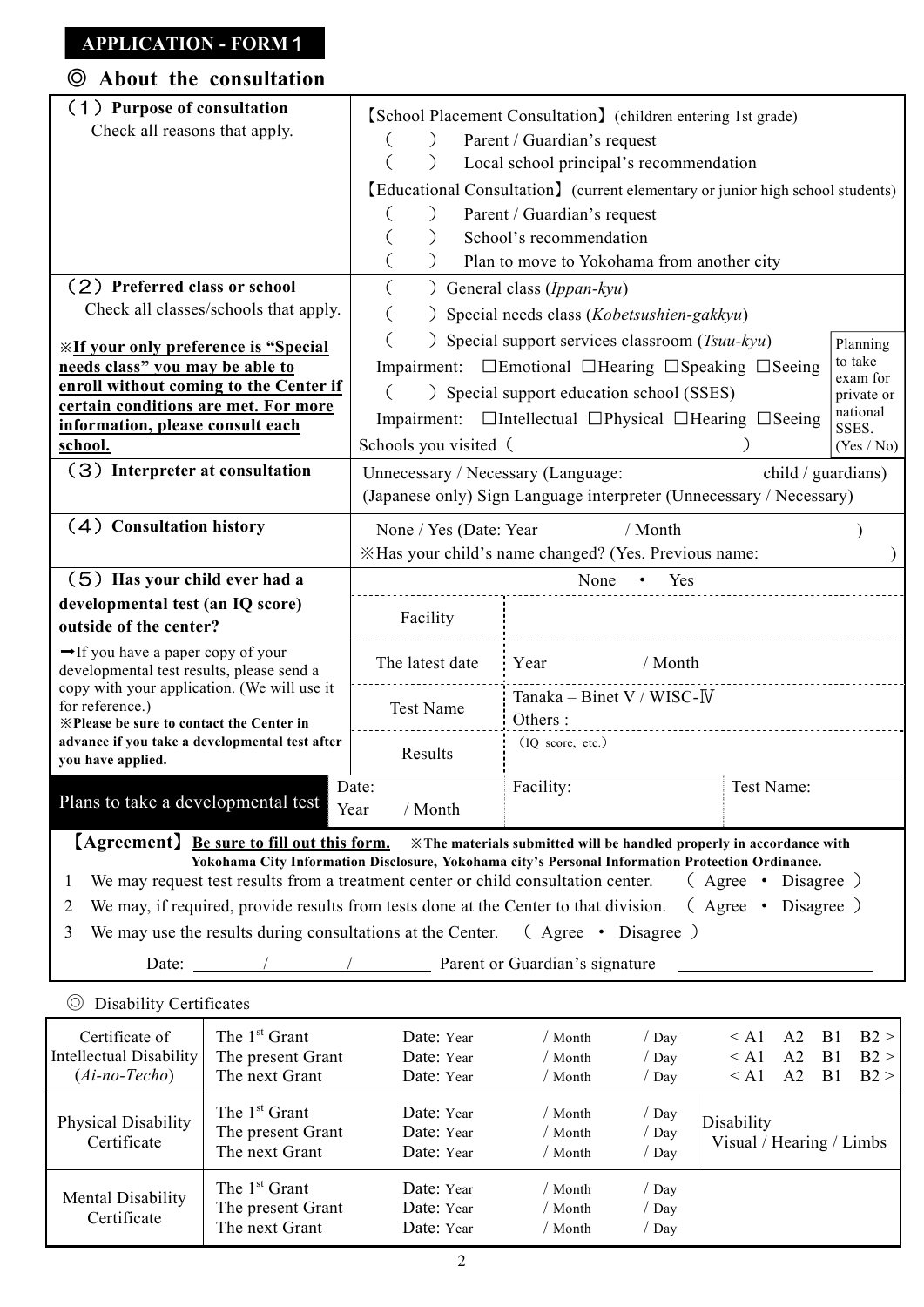**APPLICATION - FORM 1**

## ◎ About the consultation

| | |
|---|---|
| **(1) Purpose of consultation**<br>Check all reasons that apply. | 【School Placement Consultation】(children entering 1st grade)<br>(  ) Parent / Guardian's request<br>(  ) Local school principal's recommendation<br>【Educational Consultation】(current elementary or junior high school students)<br>(  ) Parent / Guardian's request<br>(  ) School's recommendation<br>(  ) Plan to move to Yokohama from another city |
| **(2) Preferred class or school**<br>Check all classes/schools that apply.<br><br>**※If your only preference is "Special needs class" you may be able to enroll without coming to the Center if certain conditions are met. For more information, please consult each school.** | (  ) General class (*Ippan-kyu*)<br>(  ) Special needs class (*Kobetsushien-gakkyu*)<br>(  ) Special support services classroom (*Tsuu-kyu*)<br>Impairment: ☐Emotional ☐Hearing ☐Speaking ☐Seeing<br>(  ) Special support education school (SSES)<br>Impairment: ☐Intellectual ☐Physical ☐Hearing ☐Seeing<br>Schools you visited (  )<br><br>Planning to take exam for private or national SSES. (Yes / No) |
| **(3) Interpreter at consultation** | Unnecessary / Necessary (Language:  child / guardians)<br>(Japanese only) Sign Language interpreter (Unnecessary / Necessary) |
| **(4) Consultation history** | None / Yes (Date: Year  / Month  )<br>※Has your child's name changed? (Yes. Previous name:  ) |

| **(5) Has your child ever had a developmental test (an IQ score) outside of the center?** | None ・ Yes | | |
|---|---|---|---|
| →If you have a paper copy of your developmental test results, please send a copy with your application. (We will use it for reference.) | Facility | | |
| **※Please be sure to contact the Center in advance if you take a developmental test after you have applied.** | The latest date | Year / Month | |
| | Test Name | Tanaka – Binet V / WISC-Ⅳ<br>Others : | |
| | Results | (IQ score, etc.) | |
| **Plans to take a developmental test** | Date:<br>Year / Month | Facility: | Test Name: |

【Agreement】**Be sure to fill out this form.** **※The materials submitted will be handled properly in accordance with Yokohama City Information Disclosure, Yokohama city's Personal Information Protection Ordinance.**

1. We may request test results from a treatment center or child consultation center. ( Agree ・ Disagree )
2. We may, if required, provide results from tests done at the Center to that division. ( Agree ・ Disagree )
3. We may use the results during consultations at the Center. ( Agree ・ Disagree )

Date: ______/______/______ Parent or Guardian's signature ____________________

◎ Disability Certificates

| Certificate | Grant | Date | | | |
|---|---|---|---|---|---|
| Certificate of Intellectual Disability (*Ai-no-Techo*) | The 1st Grant | Date: Year | / Month | / Day | < A1 A2 B1 B2 > |
| | The present Grant | Date: Year | / Month | / Day | < A1 A2 B1 B2 > |
| | The next Grant | Date: Year | / Month | / Day | < A1 A2 B1 B2 > |
| Physical Disability Certificate | The 1st Grant | Date: Year | / Month | / Day | Disability<br>Visual / Hearing / Limbs |
| | The present Grant | Date: Year | / Month | / Day | |
| | The next Grant | Date: Year | / Month | / Day | |
| Mental Disability Certificate | The 1st Grant | Date: Year | / Month | / Day | |
| | The present Grant | Date: Year | / Month | / Day | |
| | The next Grant | Date: Year | / Month | / Day | |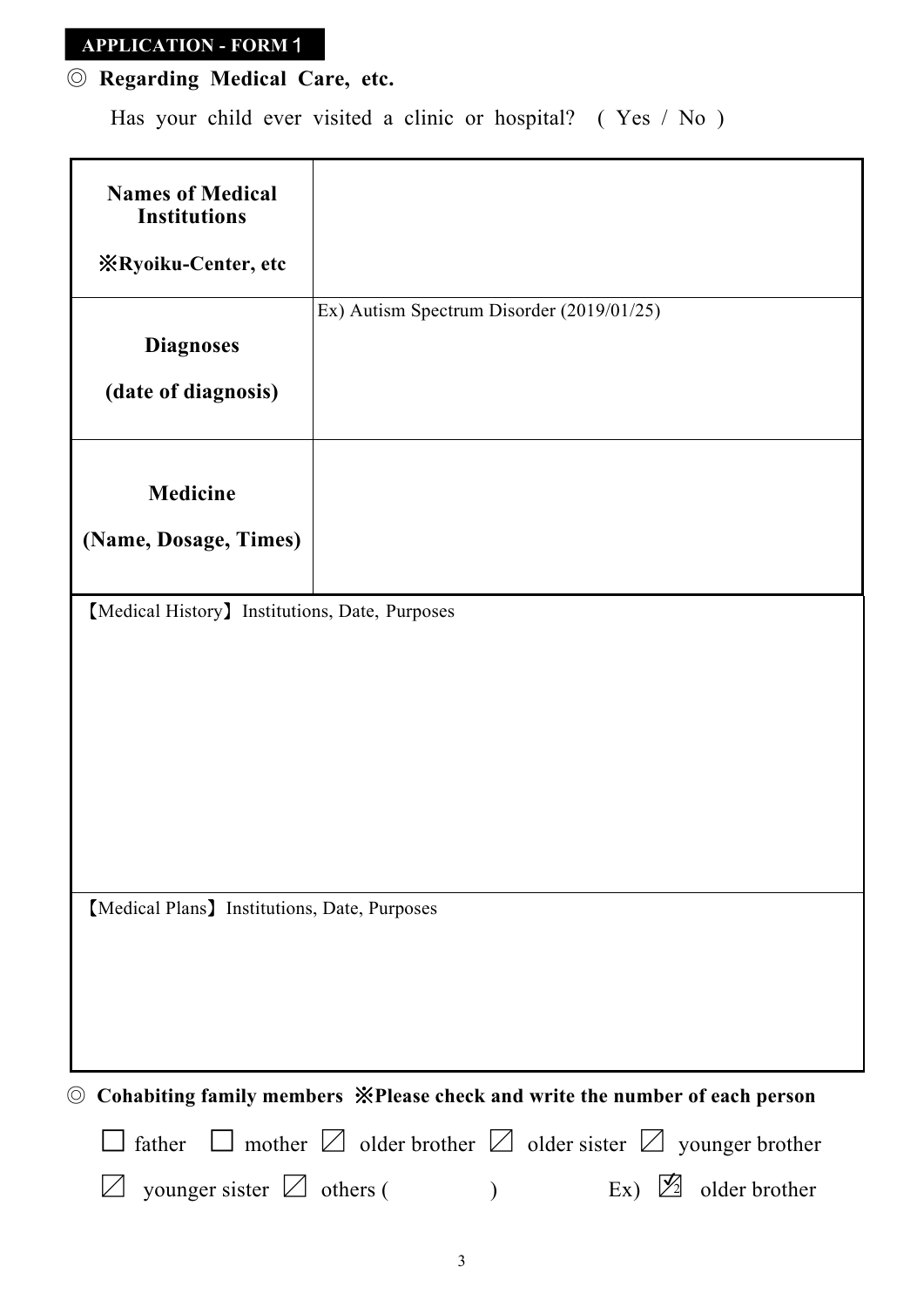**APPLICATION - FORM１**

◎ **Regarding Medical Care, etc.**

Has your child ever visited a clinic or hospital? ( Yes / No )

| | |
|---|---|
| **Names of Medical Institutions**<br>**※Ryoiku-Center, etc** | |
| **Diagnoses**<br>**(date of diagnosis)** | Ex) Autism Spectrum Disorder (2019/01/25) |
| **Medicine**<br>**(Name, Dosage, Times)** | |

【Medical History】Institutions, Date, Purposes

【Medical Plans】Institutions, Date, Purposes

◎ **Cohabiting family members ※Please check and write the number of each person**

☐ father ☐ mother ☐ older brother ☐ older sister ☐ younger brother

☐ younger sister ☐ others (          )          Ex) ☑2 older brother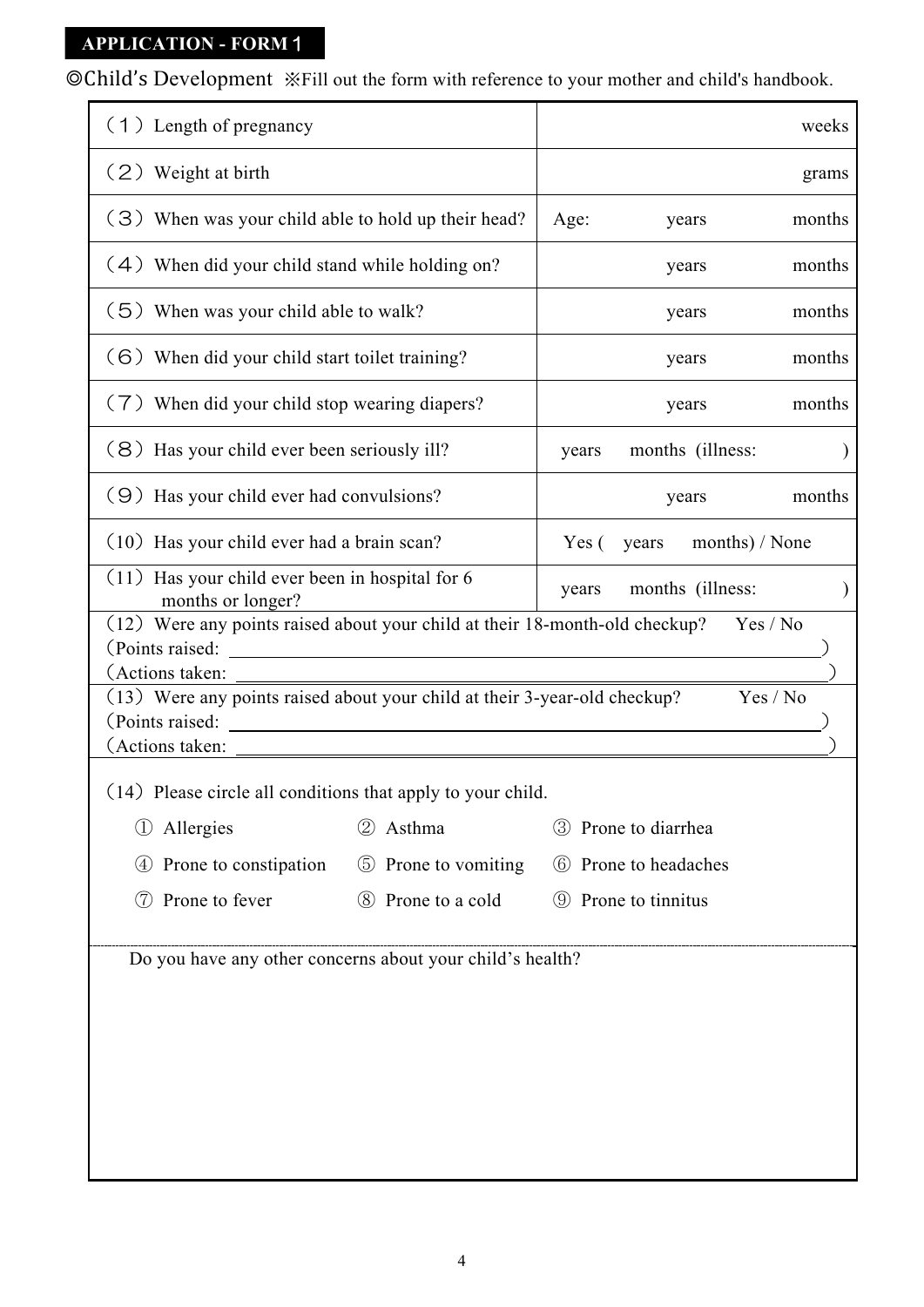**APPLICATION - FORM 1**

◎Child's Development ※Fill out the form with reference to your mother and child's handbook.

| | |
|---|---|
| （1）Length of pregnancy | weeks |
| （2）Weight at birth | grams |
| （3）When was your child able to hold up their head? | Age: years months |
| （4）When did your child stand while holding on? | years months |
| （5）When was your child able to walk? | years months |
| （6）When did your child start toilet training? | years months |
| （7）When did your child stop wearing diapers? | years months |
| （8）Has your child ever been seriously ill? | years months (illness: ) |
| （9）Has your child ever had convulsions? | years months |
| (10) Has your child ever had a brain scan? | Yes ( years months) / None |
| (11) Has your child ever been in hospital for 6 months or longer? | years months (illness: ) |

(12) Were any points raised about your child at their 18-month-old checkup? Yes / No
(Points raised: ______________________________)
(Actions taken: ______________________________)

(13) Were any points raised about your child at their 3-year-old checkup? Yes / No
(Points raised: ______________________________)
(Actions taken: ______________________________)

(14) Please circle all conditions that apply to your child.

① Allergies ② Asthma ③ Prone to diarrhea

④ Prone to constipation ⑤ Prone to vomiting ⑥ Prone to headaches

⑦ Prone to fever ⑧ Prone to a cold ⑨ Prone to tinnitus

Do you have any other concerns about your child's health?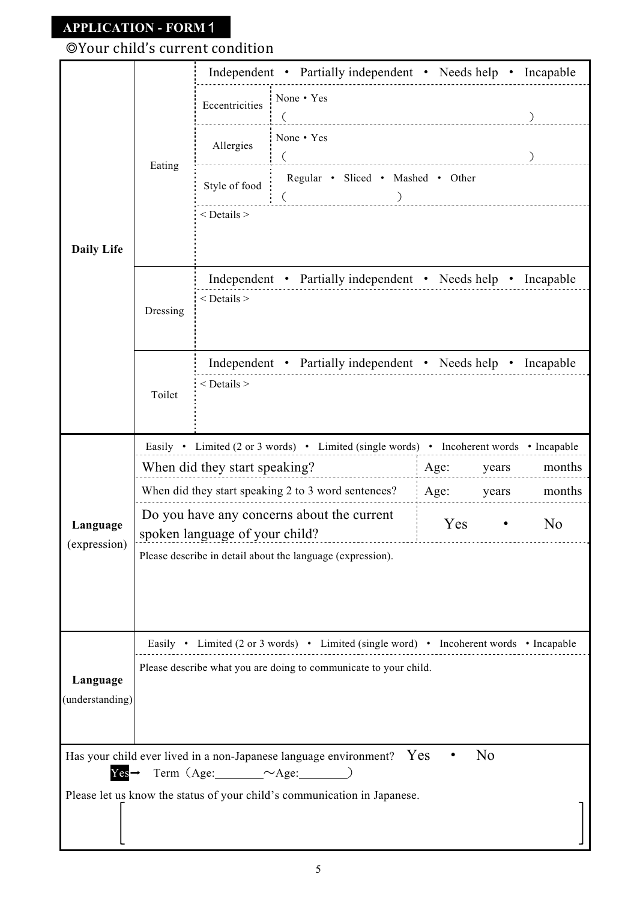## APPLICATION - FORM 1

◎Your child's current condition

| | | | |
|---|---|---|---|
| **Daily Life** | Eating | Independent • Partially independent • Needs help • Incapable | |
| | | Eccentricities | None • Yes ( ) |
| | | Allergies | None • Yes ( ) |
| | | Style of food | Regular • Sliced • Mashed • Other ( ) |
| | | < Details > | |
| | Dressing | Independent • Partially independent • Needs help • Incapable | |
| | | < Details > | |
| | Toilet | Independent • Partially independent • Needs help • Incapable | |
| | | < Details > | |
| **Language** (expression) | Easily • Limited (2 or 3 words) • Limited (single words) • Incoherent words • Incapable | | |
| | When did they start speaking? | Age: years months | |
| | When did they start speaking 2 to 3 word sentences? | Age: years months | |
| | Do you have any concerns about the current spoken language of your child? | Yes • No | |
| | Please describe in detail about the language (expression). | | |
| **Language** (understanding) | Easily • Limited (2 or 3 words) • Limited (single word) • Incoherent words • Incapable | | |
| | Please describe what you are doing to communicate to your child. | | |

Has your child ever lived in a non-Japanese language environment? Yes • No

Yes→ Term（Age:________～Age:________）

Please let us know the status of your child's communication in Japanese.

[ ]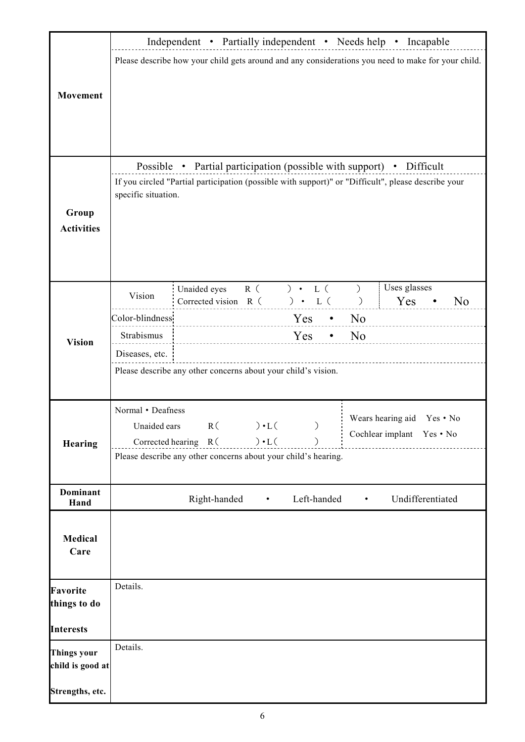| | | | |
|---|---|---|---|
| **Movement** | Independent • Partially independent • Needs help • Incapable | | |
| | Please describe how your child gets around and any considerations you need to make for your child. | | |
| **Group Activities** | Possible • Partial participation (possible with support) • Difficult | | |
| | If you circled "Partial participation (possible with support)" or "Difficult", please describe your specific situation. | | |
| **Vision** | Vision | Unaided eyes R (  ) • L (  )<br>Corrected vision R (  ) • L (  ) | Uses glasses<br>Yes • No |
| | Color-blindness | Yes • No | |
| | Strabismus | Yes • No | |
| | Diseases, etc. | | |
| | Please describe any other concerns about your child's vision. | | |
| **Hearing** | Normal • Deafness<br>Unaided ears R (  ) • L (  )<br>Corrected hearing R (  ) • L (  ) | Wears hearing aid Yes • No<br>Cochlear implant Yes • No | |
| | Please describe any other concerns about your child's hearing. | | |
| **Dominant Hand** | Right-handed • Left-handed • Undifferentiated | | |
| **Medical Care** | | | |
| **Favorite things to do**<br>**Interests** | Details. | | |
| **Things your child is good at**<br>**Strengths, etc.** | Details. | | |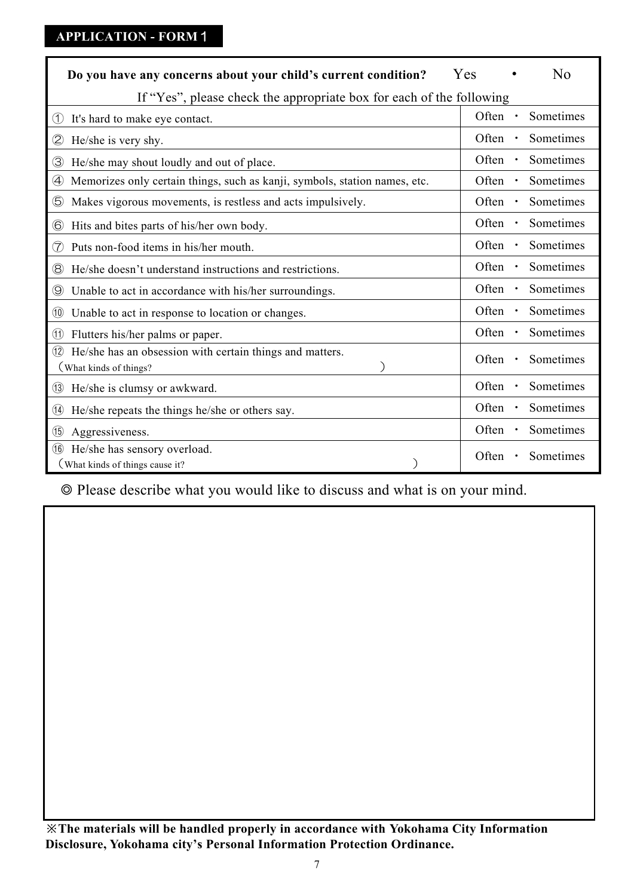**APPLICATION - FORM１**

| Do you have any concerns about your child's current condition? | Yes ・ No |
| --- | --- |
| If "Yes", please check the appropriate box for each of the following | |
| ① It's hard to make eye contact. | Often ・ Sometimes |
| ② He/she is very shy. | Often ・ Sometimes |
| ③ He/she may shout loudly and out of place. | Often ・ Sometimes |
| ④ Memorizes only certain things, such as kanji, symbols, station names, etc. | Often ・ Sometimes |
| ⑤ Makes vigorous movements, is restless and acts impulsively. | Often ・ Sometimes |
| ⑥ Hits and bites parts of his/her own body. | Often ・ Sometimes |
| ⑦ Puts non-food items in his/her mouth. | Often ・ Sometimes |
| ⑧ He/she doesn't understand instructions and restrictions. | Often ・ Sometimes |
| ⑨ Unable to act in accordance with his/her surroundings. | Often ・ Sometimes |
| ⑩ Unable to act in response to location or changes. | Often ・ Sometimes |
| ⑪ Flutters his/her palms or paper. | Often ・ Sometimes |
| ⑫ He/she has an obsession with certain things and matters. (What kinds of things? ) | Often ・ Sometimes |
| ⑬ He/she is clumsy or awkward. | Often ・ Sometimes |
| ⑭ He/she repeats the things he/she or others say. | Often ・ Sometimes |
| ⑮ Aggressiveness. | Often ・ Sometimes |
| ⑯ He/she has sensory overload. (What kinds of things cause it? ) | Often ・ Sometimes |

◎ Please describe what you would like to discuss and what is on your mind.

**※The materials will be handled properly in accordance with Yokohama City Information Disclosure, Yokohama city's Personal Information Protection Ordinance.**